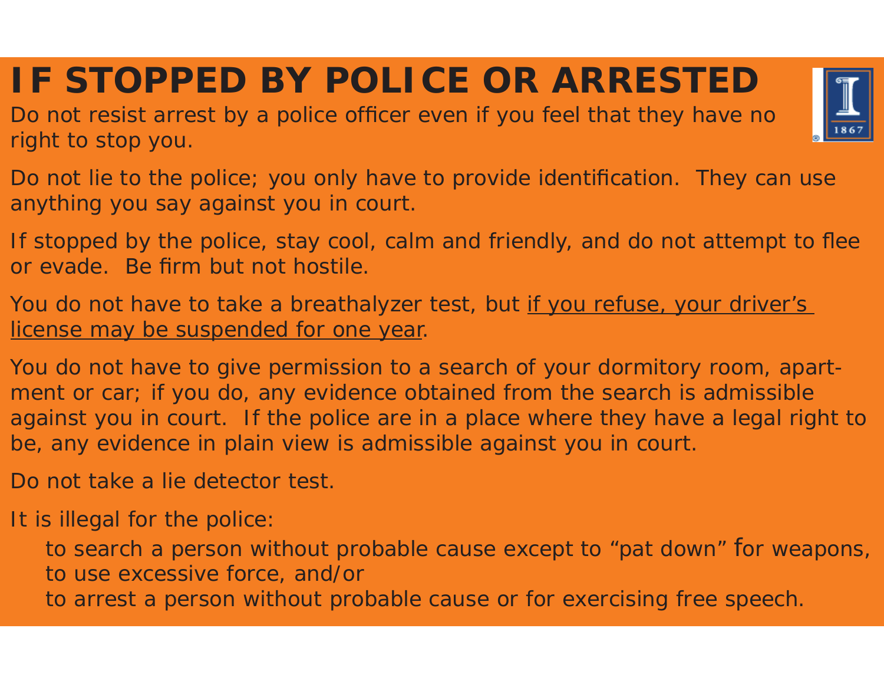# IF STOPPED BY POLICE OR ARRESTED

Do not resist arrest by a police officer even if you feel that they have no right to stop you.

Do not lie to the police; you only have to provide identification. They can use anything you say against you in court.

If stopped by the police, stay cool, calm and friendly, and do not attempt to flee or evade. Be firm but not hostile.

You do not have to take a breathalyzer test, but <u>if you refuse, your driver's license may be suspended for one year</u>.

You do not have to give permission to a search of your dormitory room, apartment or car; if you do, any evidence obtained from the search is admissible against you in court. If the police are in a place where they have a legal right to be, any evidence in plain view is admissible against you in court.

Do not take a lie detector test.

It is illegal for the police:

- to search a person without probable cause except to "pat down" for weapons,
- to use excessive force, and/or
- to arrest a person without probable cause or for exercising free speech.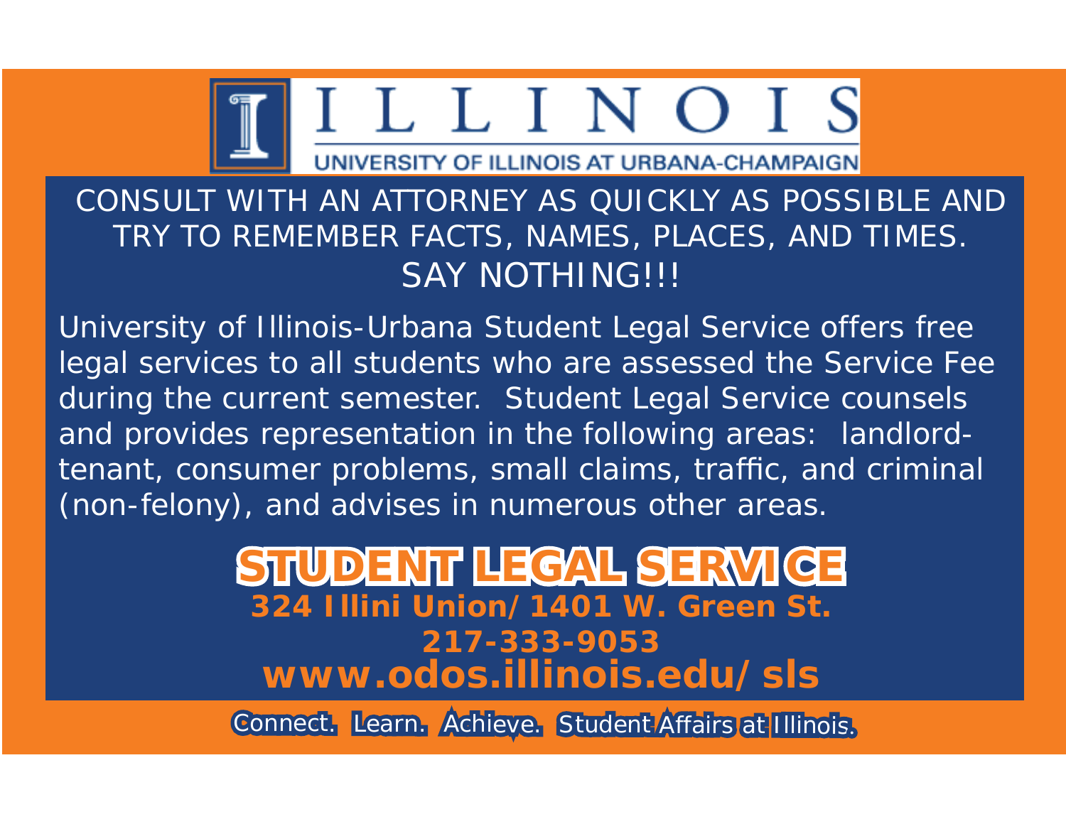ILLINOIS

UNIVERSITY OF ILLINOIS AT URBANA-CHAMPAIGN

CONSULT WITH AN ATTORNEY AS QUICKLY AS POSSIBLE AND TRY TO REMEMBER FACTS, NAMES, PLACES, AND TIMES.

SAY NOTHING!!!

University of Illinois-Urbana Student Legal Service offers free legal services to all students who are assessed the Service Fee during the current semester. Student Legal Service counsels and provides representation in the following areas: landlord-tenant, consumer problems, small claims, traffic, and criminal (non-felony), and advises in numerous other areas.

# STUDENT LEGAL SERVICE

**324 Illini Union/1401 W. Green St.**

**217-333-9053**

**www.odos.illinois.edu/sls**

Connect. Learn. Achieve. Student Affairs at Illinois.